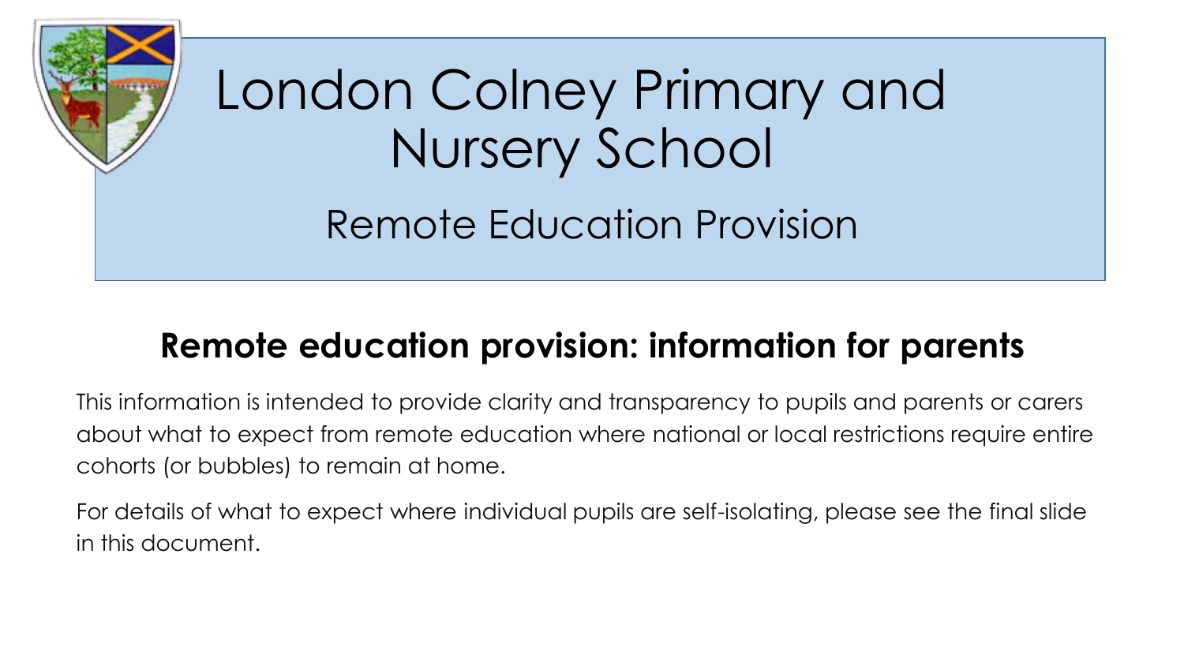# London Colney Primary and Nursery School

## Remote Education Provision

## Remote education provision: information for parents

This information is intended to provide clarity and transparency to pupils and parents or carers about what to expect from remote education where national or local restrictions require entire cohorts (or bubbles) to remain at home.

For details of what to expect where individual pupils are self-isolating, please see the final slide in this document.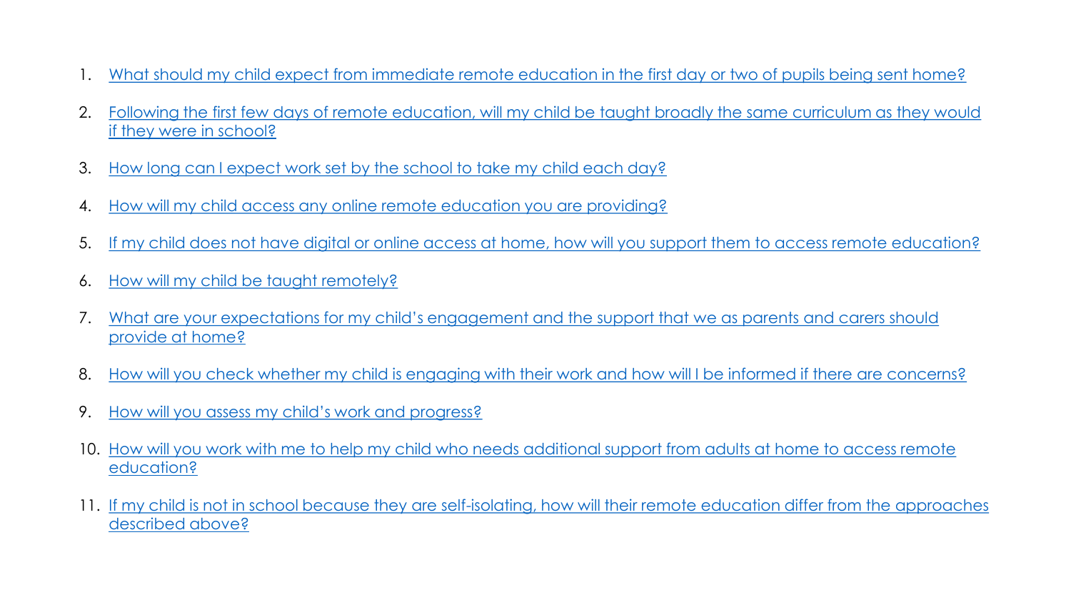1. What should my child expect from immediate remote education in the first day or two of pupils being sent home?
2. Following the first few days of remote education, will my child be taught broadly the same curriculum as they would if they were in school?
3. How long can I expect work set by the school to take my child each day?
4. How will my child access any online remote education you are providing?
5. If my child does not have digital or online access at home, how will you support them to access remote education?
6. How will my child be taught remotely?
7. What are your expectations for my child's engagement and the support that we as parents and carers should provide at home?
8. How will you check whether my child is engaging with their work and how will I be informed if there are concerns?
9. How will you assess my child's work and progress?
10. How will you work with me to help my child who needs additional support from adults at home to access remote education?
11. If my child is not in school because they are self-isolating, how will their remote education differ from the approaches described above?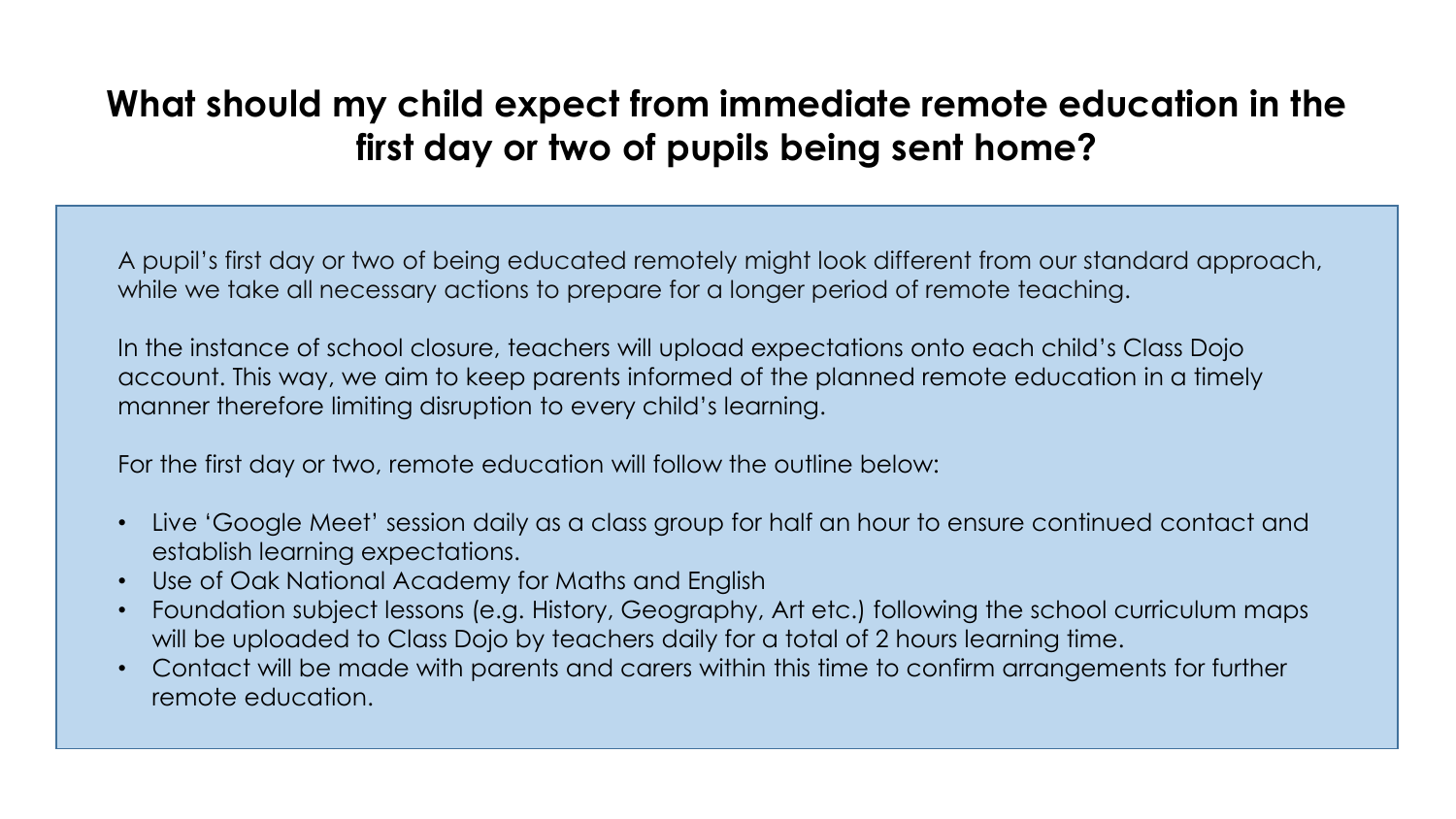## What should my child expect from immediate remote education in the first day or two of pupils being sent home?

A pupil's first day or two of being educated remotely might look different from our standard approach, while we take all necessary actions to prepare for a longer period of remote teaching.

In the instance of school closure, teachers will upload expectations onto each child's Class Dojo account. This way, we aim to keep parents informed of the planned remote education in a timely manner therefore limiting disruption to every child's learning.

For the first day or two, remote education will follow the outline below:

- Live 'Google Meet' session daily as a class group for half an hour to ensure continued contact and establish learning expectations.
- Use of Oak National Academy for Maths and English
- Foundation subject lessons (e.g. History, Geography, Art etc.) following the school curriculum maps will be uploaded to Class Dojo by teachers daily for a total of 2 hours learning time.
- Contact will be made with parents and carers within this time to confirm arrangements for further remote education.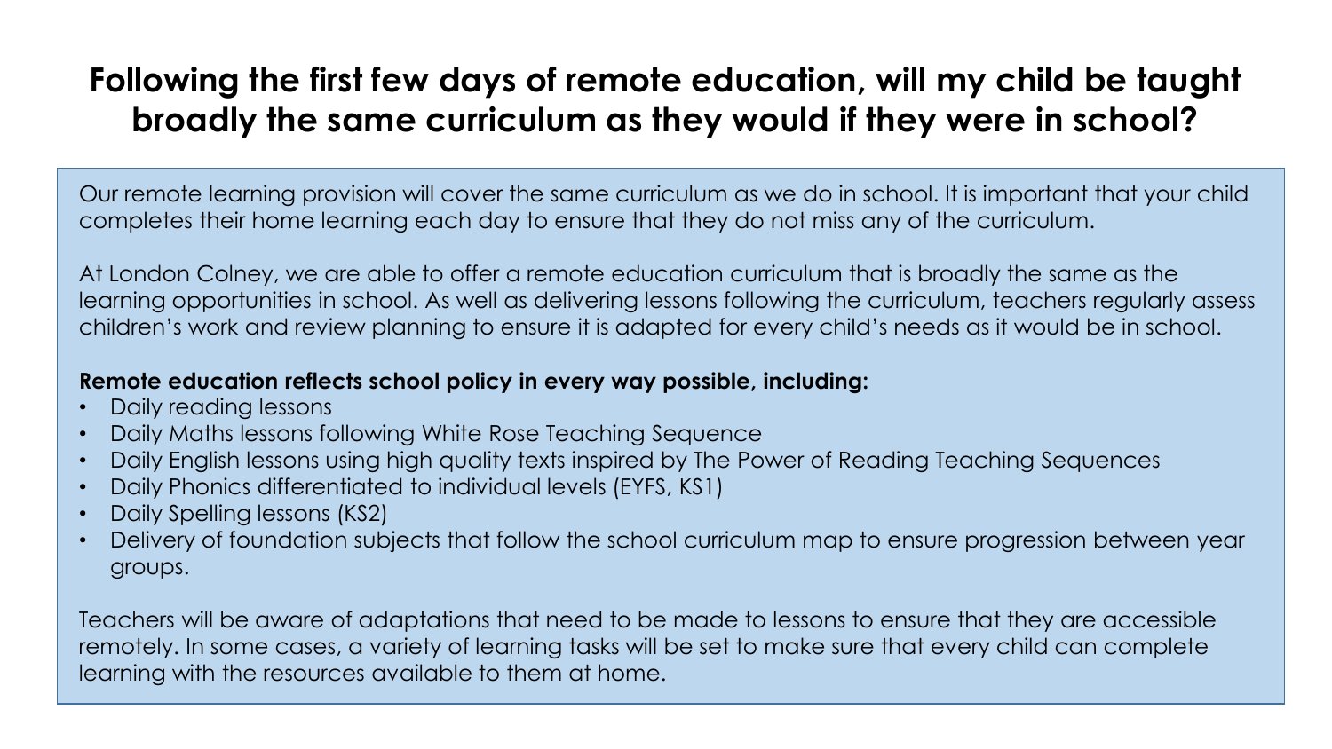# Following the first few days of remote education, will my child be taught broadly the same curriculum as they would if they were in school?

Our remote learning provision will cover the same curriculum as we do in school. It is important that your child completes their home learning each day to ensure that they do not miss any of the curriculum.

At London Colney, we are able to offer a remote education curriculum that is broadly the same as the learning opportunities in school. As well as delivering lessons following the curriculum, teachers regularly assess children's work and review planning to ensure it is adapted for every child's needs as it would be in school.

**Remote education reflects school policy in every way possible, including:**

- Daily reading lessons
- Daily Maths lessons following White Rose Teaching Sequence
- Daily English lessons using high quality texts inspired by The Power of Reading Teaching Sequences
- Daily Phonics differentiated to individual levels (EYFS, KS1)
- Daily Spelling lessons (KS2)
- Delivery of foundation subjects that follow the school curriculum map to ensure progression between year groups.

Teachers will be aware of adaptations that need to be made to lessons to ensure that they are accessible remotely. In some cases, a variety of learning tasks will be set to make sure that every child can complete learning with the resources available to them at home.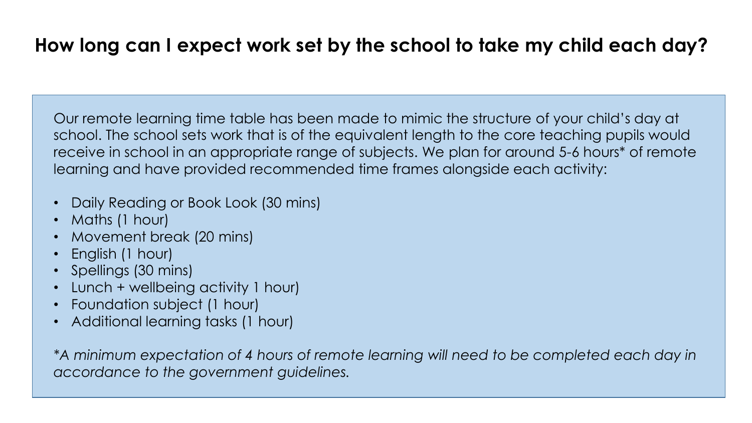## How long can I expect work set by the school to take my child each day?

Our remote learning time table has been made to mimic the structure of your child's day at school. The school sets work that is of the equivalent length to the core teaching pupils would receive in school in an appropriate range of subjects. We plan for around 5-6 hours* of remote learning and have provided recommended time frames alongside each activity:

- Daily Reading or Book Look (30 mins)
- Maths (1 hour)
- Movement break (20 mins)
- English (1 hour)
- Spellings (30 mins)
- Lunch + wellbeing activity 1 hour)
- Foundation subject (1 hour)
- Additional learning tasks (1 hour)

*\*A minimum expectation of 4 hours of remote learning will need to be completed each day in accordance to the government guidelines.*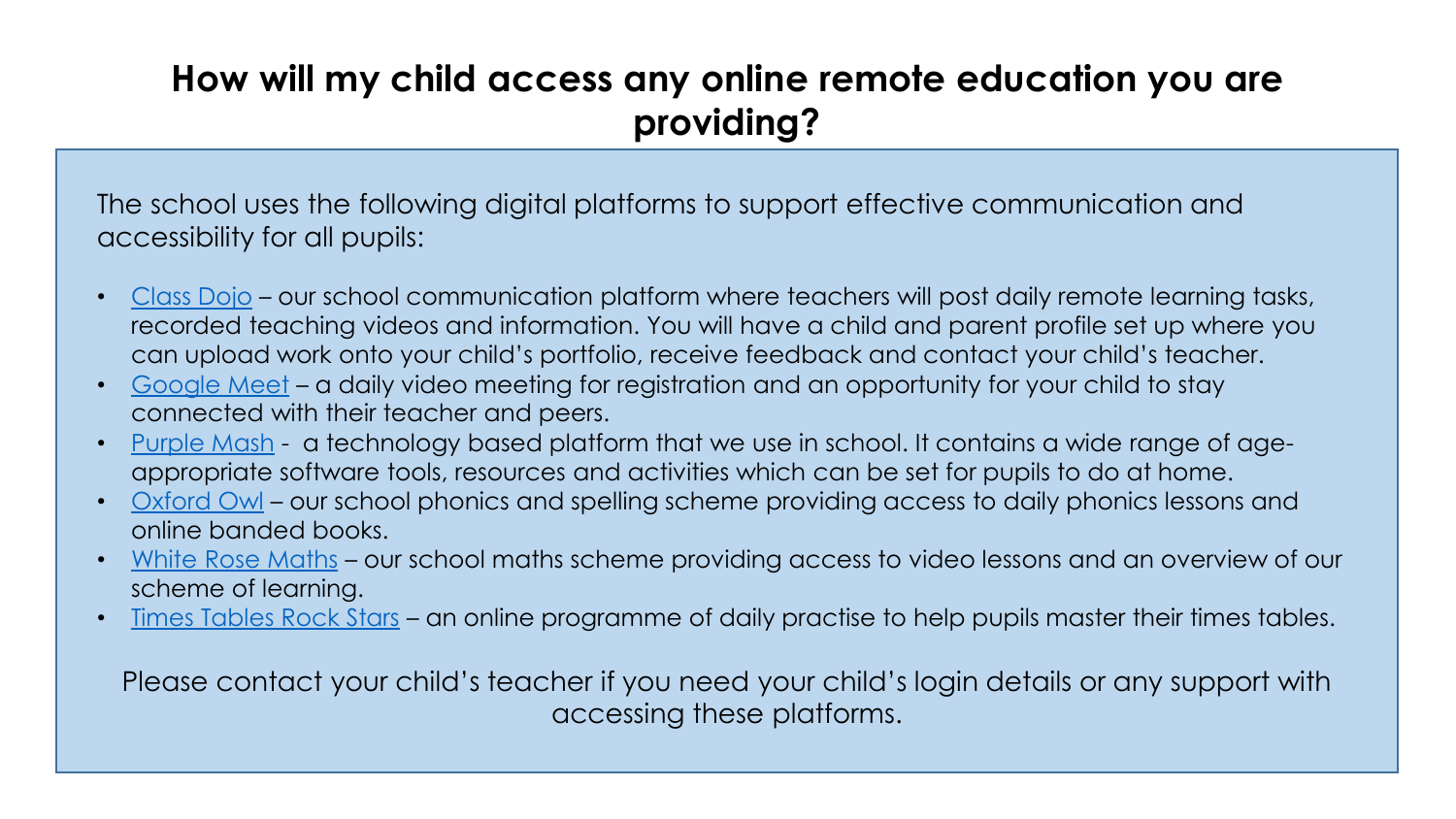## How will my child access any online remote education you are providing?

The school uses the following digital platforms to support effective communication and accessibility for all pupils:

- Class Dojo – our school communication platform where teachers will post daily remote learning tasks, recorded teaching videos and information. You will have a child and parent profile set up where you can upload work onto your child's portfolio, receive feedback and contact your child's teacher.
- Google Meet – a daily video meeting for registration and an opportunity for your child to stay connected with their teacher and peers.
- Purple Mash - a technology based platform that we use in school. It contains a wide range of age-appropriate software tools, resources and activities which can be set for pupils to do at home.
- Oxford Owl – our school phonics and spelling scheme providing access to daily phonics lessons and online banded books.
- White Rose Maths – our school maths scheme providing access to video lessons and an overview of our scheme of learning.
- Times Tables Rock Stars – an online programme of daily practise to help pupils master their times tables.

Please contact your child's teacher if you need your child's login details or any support with accessing these platforms.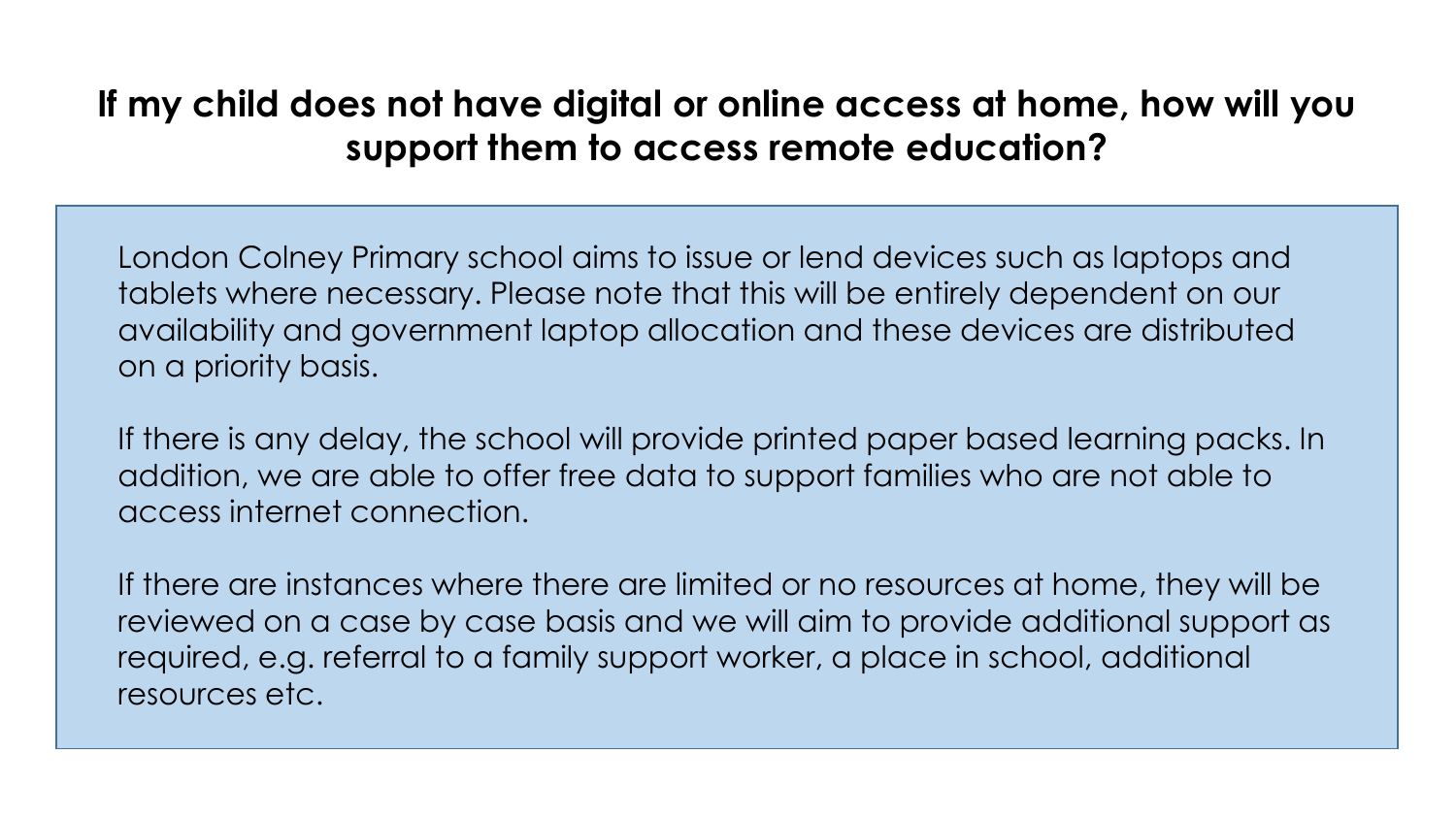## If my child does not have digital or online access at home, how will you support them to access remote education?

London Colney Primary school aims to issue or lend devices such as laptops and tablets where necessary. Please note that this will be entirely dependent on our availability and government laptop allocation and these devices are distributed on a priority basis.

If there is any delay, the school will provide printed paper based learning packs. In addition, we are able to offer free data to support families who are not able to access internet connection.

If there are instances where there are limited or no resources at home, they will be reviewed on a case by case basis and we will aim to provide additional support as required, e.g. referral to a family support worker, a place in school, additional resources etc.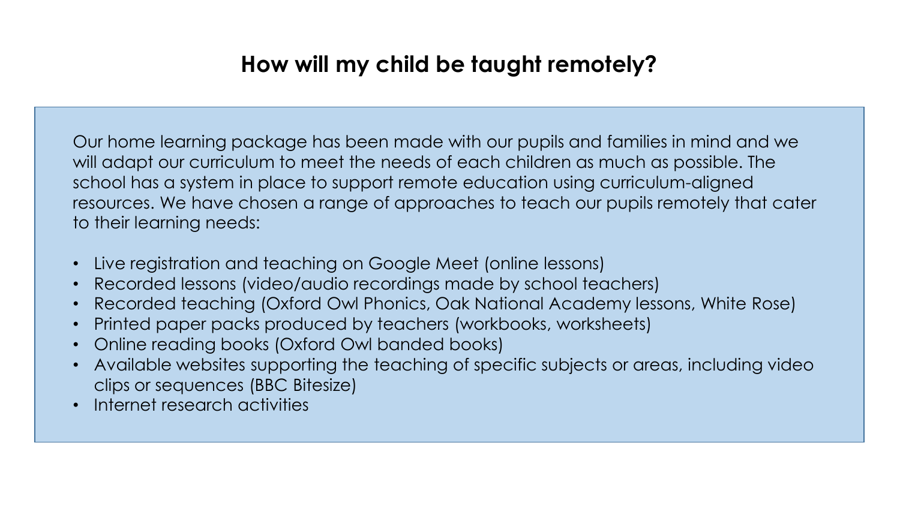## How will my child be taught remotely?

Our home learning package has been made with our pupils and families in mind and we will adapt our curriculum to meet the needs of each children as much as possible. The school has a system in place to support remote education using curriculum-aligned resources. We have chosen a range of approaches to teach our pupils remotely that cater to their learning needs:

- Live registration and teaching on Google Meet (online lessons)
- Recorded lessons (video/audio recordings made by school teachers)
- Recorded teaching (Oxford Owl Phonics, Oak National Academy lessons, White Rose)
- Printed paper packs produced by teachers (workbooks, worksheets)
- Online reading books (Oxford Owl banded books)
- Available websites supporting the teaching of specific subjects or areas, including video clips or sequences (BBC Bitesize)
- Internet research activities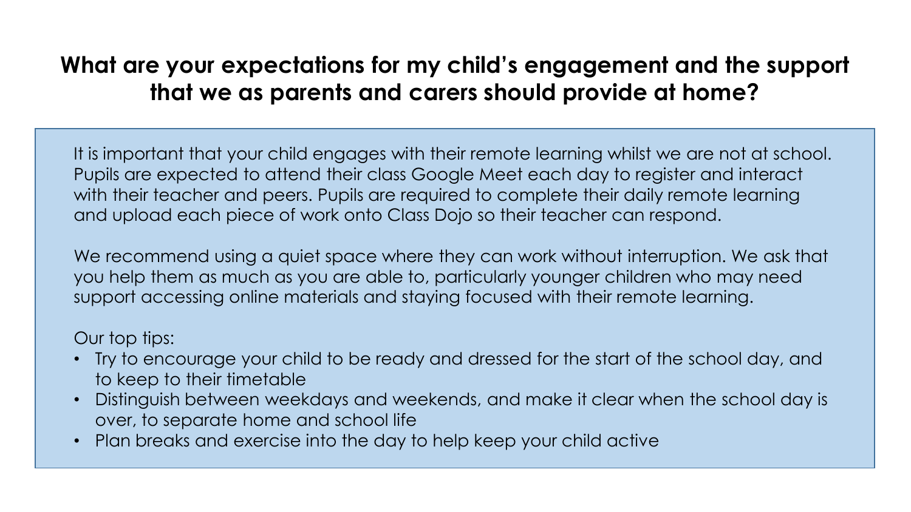# What are your expectations for my child's engagement and the support that we as parents and carers should provide at home?

It is important that your child engages with their remote learning whilst we are not at school. Pupils are expected to attend their class Google Meet each day to register and interact with their teacher and peers. Pupils are required to complete their daily remote learning and upload each piece of work onto Class Dojo so their teacher can respond.

We recommend using a quiet space where they can work without interruption. We ask that you help them as much as you are able to, particularly younger children who may need support accessing online materials and staying focused with their remote learning.

Our top tips:

- Try to encourage your child to be ready and dressed for the start of the school day, and to keep to their timetable
- Distinguish between weekdays and weekends, and make it clear when the school day is over, to separate home and school life
- Plan breaks and exercise into the day to help keep your child active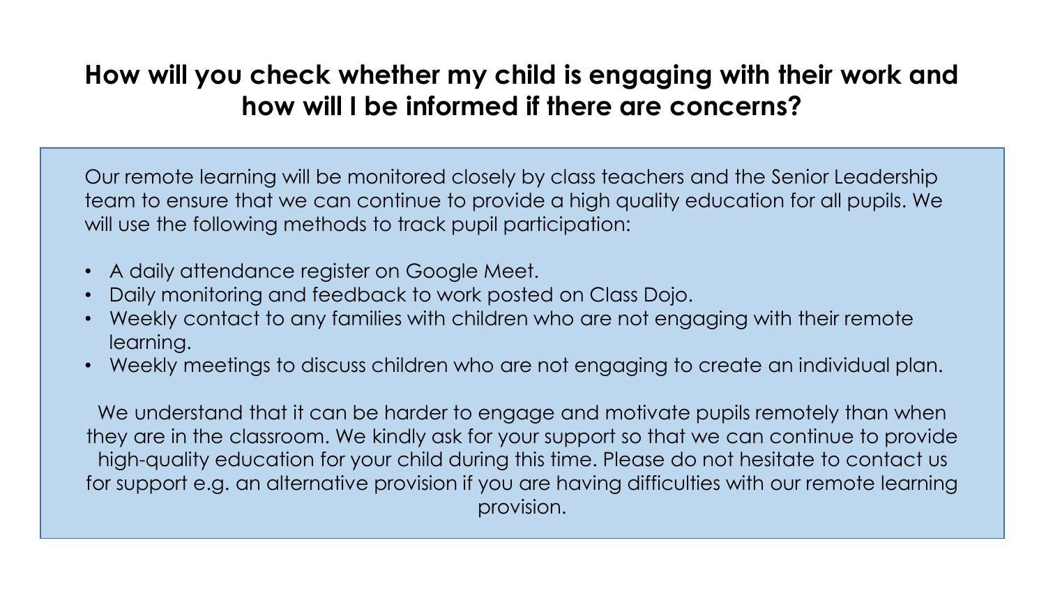# How will you check whether my child is engaging with their work and how will I be informed if there are concerns?

Our remote learning will be monitored closely by class teachers and the Senior Leadership team to ensure that we can continue to provide a high quality education for all pupils. We will use the following methods to track pupil participation:

- A daily attendance register on Google Meet.
- Daily monitoring and feedback to work posted on Class Dojo.
- Weekly contact to any families with children who are not engaging with their remote learning.
- Weekly meetings to discuss children who are not engaging to create an individual plan.

We understand that it can be harder to engage and motivate pupils remotely than when they are in the classroom. We kindly ask for your support so that we can continue to provide high-quality education for your child during this time. Please do not hesitate to contact us for support e.g. an alternative provision if you are having difficulties with our remote learning provision.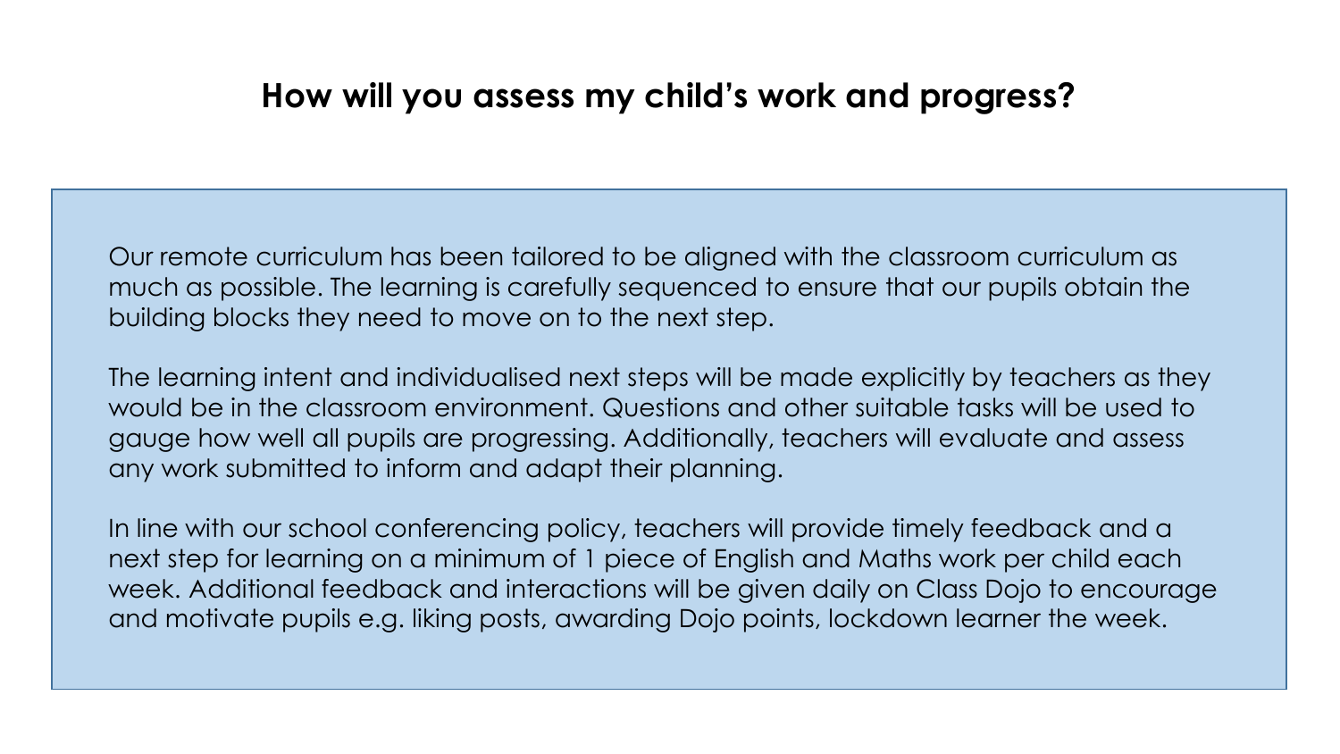## How will you assess my child's work and progress?

Our remote curriculum has been tailored to be aligned with the classroom curriculum as much as possible. The learning is carefully sequenced to ensure that our pupils obtain the building blocks they need to move on to the next step.

The learning intent and individualised next steps will be made explicitly by teachers as they would be in the classroom environment. Questions and other suitable tasks will be used to gauge how well all pupils are progressing. Additionally, teachers will evaluate and assess any work submitted to inform and adapt their planning.

In line with our school conferencing policy, teachers will provide timely feedback and a next step for learning on a minimum of 1 piece of English and Maths work per child each week. Additional feedback and interactions will be given daily on Class Dojo to encourage and motivate pupils e.g. liking posts, awarding Dojo points, lockdown learner the week.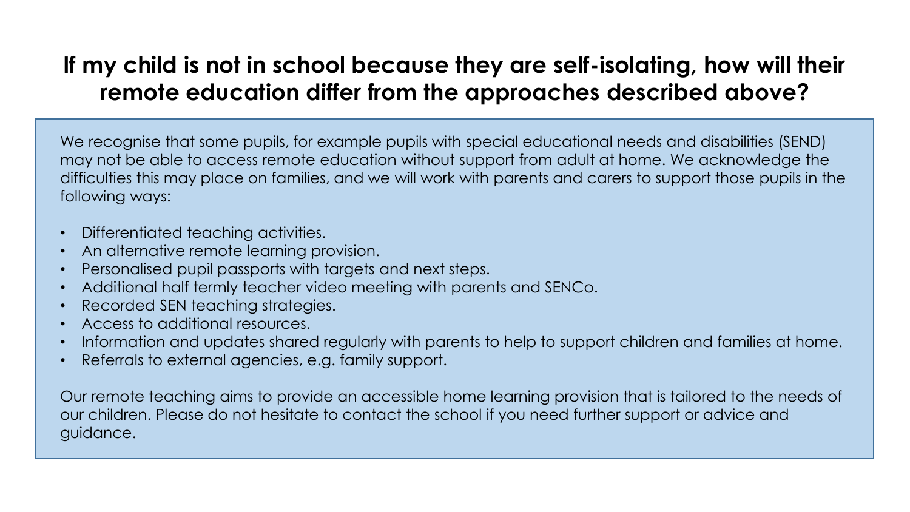# If my child is not in school because they are self-isolating, how will their remote education differ from the approaches described above?

We recognise that some pupils, for example pupils with special educational needs and disabilities (SEND) may not be able to access remote education without support from adult at home. We acknowledge the difficulties this may place on families, and we will work with parents and carers to support those pupils in the following ways:

- Differentiated teaching activities.
- An alternative remote learning provision.
- Personalised pupil passports with targets and next steps.
- Additional half termly teacher video meeting with parents and SENCo.
- Recorded SEN teaching strategies.
- Access to additional resources.
- Information and updates shared regularly with parents to help to support children and families at home.
- Referrals to external agencies, e.g. family support.

Our remote teaching aims to provide an accessible home learning provision that is tailored to the needs of our children. Please do not hesitate to contact the school if you need further support or advice and guidance.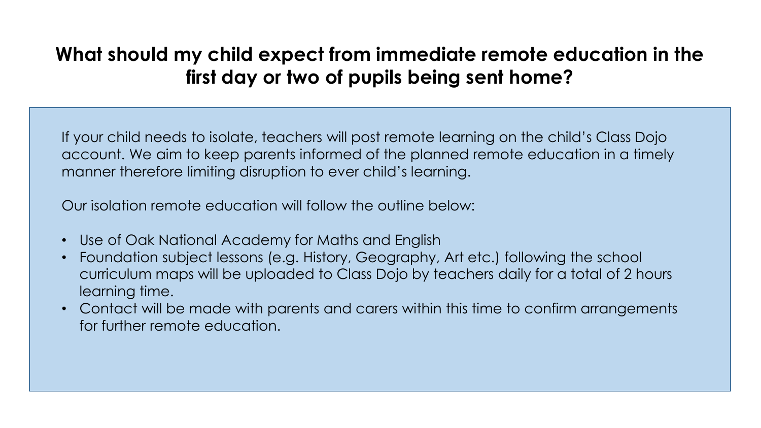# What should my child expect from immediate remote education in the first day or two of pupils being sent home?

If your child needs to isolate, teachers will post remote learning on the child's Class Dojo account. We aim to keep parents informed of the planned remote education in a timely manner therefore limiting disruption to ever child's learning.

Our isolation remote education will follow the outline below:

- Use of Oak National Academy for Maths and English
- Foundation subject lessons (e.g. History, Geography, Art etc.) following the school curriculum maps will be uploaded to Class Dojo by teachers daily for a total of 2 hours learning time.
- Contact will be made with parents and carers within this time to confirm arrangements for further remote education.